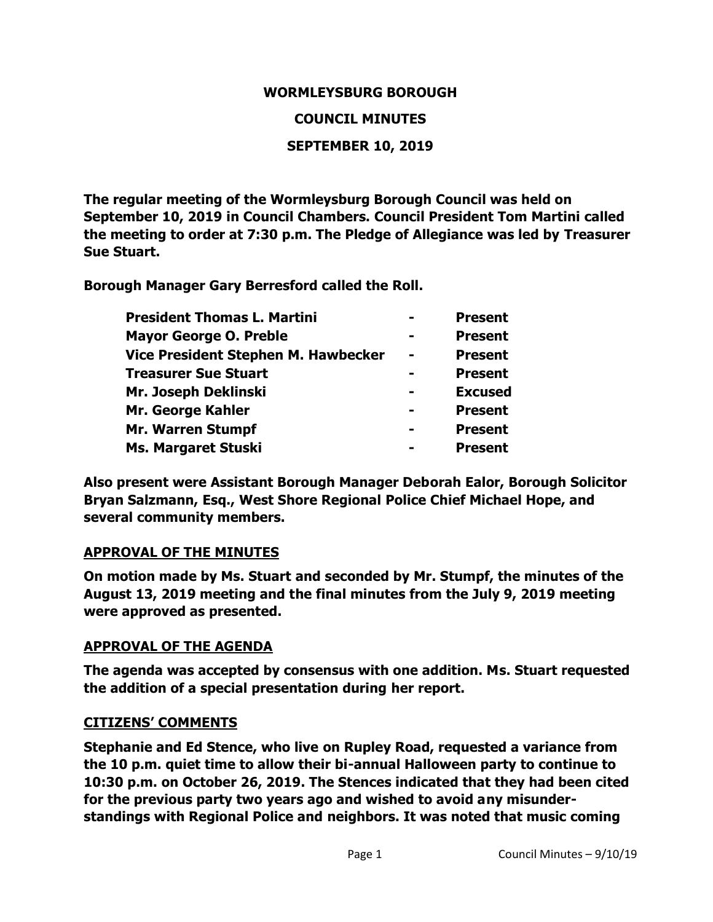# WORMLEYSBURG BOROUGH

## COUNCIL MINUTES

## SEPTEMBER 10, 2019

**The regular meeting of the Wormleysburg Borough Council was held on September 10, 2019 in Council Chambers. Council President Tom Martini called the meeting to order at 7:30 p.m. The Pledge of Allegiance was led by Treasurer Sue Stuart.**

**Borough Manager Gary Berresford called the Roll.**

| | | |
|---|---|---|
| **President Thomas L. Martini** | **-** | **Present** |
| **Mayor George O. Preble** | **-** | **Present** |
| **Vice President Stephen M. Hawbecker** | **-** | **Present** |
| **Treasurer Sue Stuart** | **-** | **Present** |
| **Mr. Joseph Deklinski** | **-** | **Excused** |
| **Mr. George Kahler** | **-** | **Present** |
| **Mr. Warren Stumpf** | **-** | **Present** |
| **Ms. Margaret Stuski** | **-** | **Present** |

**Also present were Assistant Borough Manager Deborah Ealor, Borough Solicitor Bryan Salzmann, Esq., West Shore Regional Police Chief Michael Hope, and several community members.**

### APPROVAL OF THE MINUTES

**On motion made by Ms. Stuart and seconded by Mr. Stumpf, the minutes of the August 13, 2019 meeting and the final minutes from the July 9, 2019 meeting were approved as presented.**

### APPROVAL OF THE AGENDA

**The agenda was accepted by consensus with one addition. Ms. Stuart requested the addition of a special presentation during her report.**

### CITIZENS' COMMENTS

**Stephanie and Ed Stence, who live on Rupley Road, requested a variance from the 10 p.m. quiet time to allow their bi-annual Halloween party to continue to 10:30 p.m. on October 26, 2019. The Stences indicated that they had been cited for the previous party two years ago and wished to avoid any misunder-standings with Regional Police and neighbors. It was noted that music coming**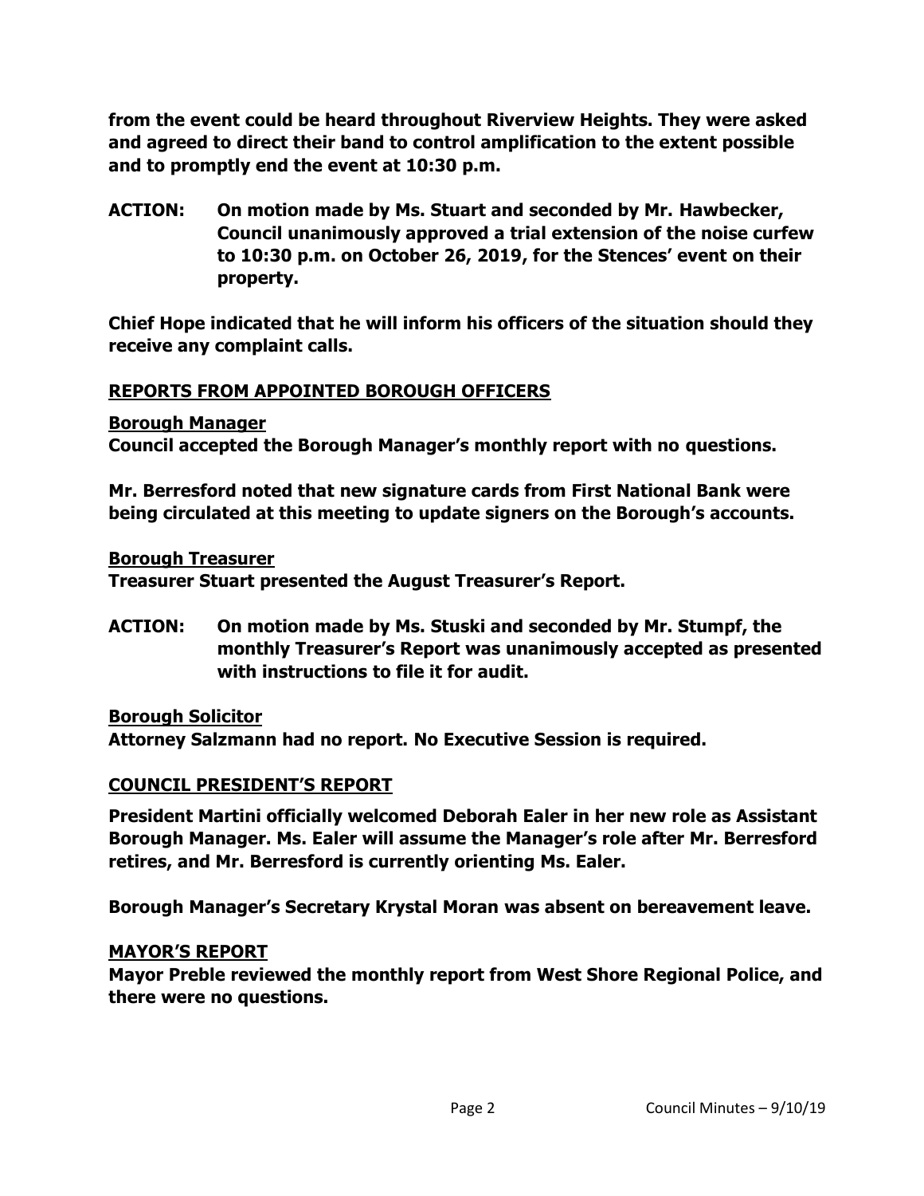**from the event could be heard throughout Riverview Heights. They were asked and agreed to direct their band to control amplification to the extent possible and to promptly end the event at 10:30 p.m.**

**ACTION: On motion made by Ms. Stuart and seconded by Mr. Hawbecker, Council unanimously approved a trial extension of the noise curfew to 10:30 p.m. on October 26, 2019, for the Stences' event on their property.**

**Chief Hope indicated that he will inform his officers of the situation should they receive any complaint calls.**

## REPORTS FROM APPOINTED BOROUGH OFFICERS

### Borough Manager

**Council accepted the Borough Manager's monthly report with no questions.**

**Mr. Berresford noted that new signature cards from First National Bank were being circulated at this meeting to update signers on the Borough's accounts.**

### Borough Treasurer

**Treasurer Stuart presented the August Treasurer's Report.**

**ACTION: On motion made by Ms. Stuski and seconded by Mr. Stumpf, the monthly Treasurer's Report was unanimously accepted as presented with instructions to file it for audit.**

### Borough Solicitor

**Attorney Salzmann had no report. No Executive Session is required.**

## COUNCIL PRESIDENT'S REPORT

**President Martini officially welcomed Deborah Ealer in her new role as Assistant Borough Manager. Ms. Ealer will assume the Manager's role after Mr. Berresford retires, and Mr. Berresford is currently orienting Ms. Ealer.**

**Borough Manager's Secretary Krystal Moran was absent on bereavement leave.**

## MAYOR'S REPORT

**Mayor Preble reviewed the monthly report from West Shore Regional Police, and there were no questions.**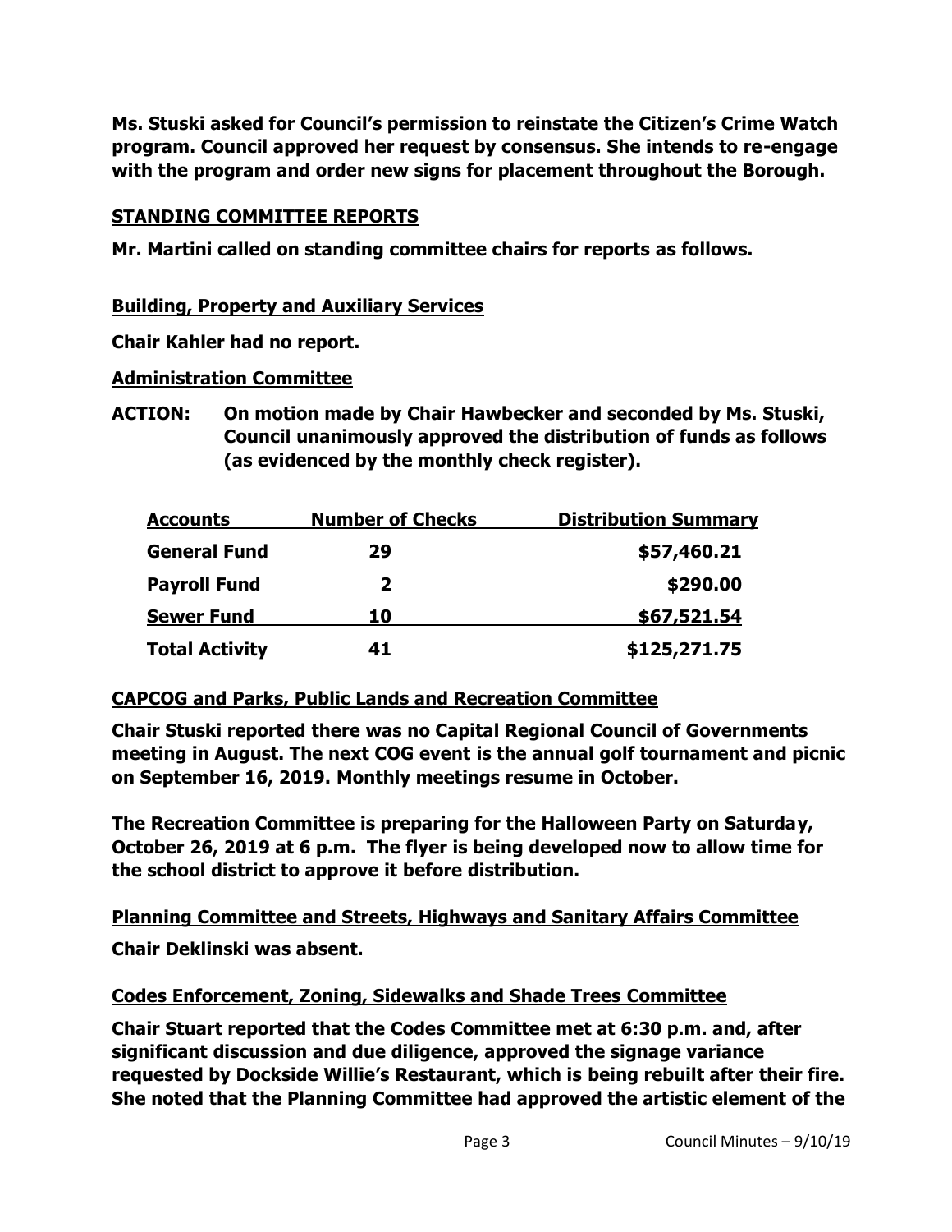**Ms. Stuski asked for Council's permission to reinstate the Citizen's Crime Watch program. Council approved her request by consensus. She intends to re-engage with the program and order new signs for placement throughout the Borough.**

## STANDING COMMITTEE REPORTS

**Mr. Martini called on standing committee chairs for reports as follows.**

### Building, Property and Auxiliary Services

**Chair Kahler had no report.**

### Administration Committee

**ACTION: On motion made by Chair Hawbecker and seconded by Ms. Stuski, Council unanimously approved the distribution of funds as follows (as evidenced by the monthly check register).**

| Accounts | Number of Checks | Distribution Summary |
|---|---|---|
| General Fund | 29 | $57,460.21 |
| Payroll Fund | 2 | $290.00 |
| Sewer Fund | 10 | $67,521.54 |
| Total Activity | 41 | $125,271.75 |

### CAPCOG and Parks, Public Lands and Recreation Committee

**Chair Stuski reported there was no Capital Regional Council of Governments meeting in August. The next COG event is the annual golf tournament and picnic on September 16, 2019. Monthly meetings resume in October.**

**The Recreation Committee is preparing for the Halloween Party on Saturday, October 26, 2019 at 6 p.m. The flyer is being developed now to allow time for the school district to approve it before distribution.**

### Planning Committee and Streets, Highways and Sanitary Affairs Committee

**Chair Deklinski was absent.**

### Codes Enforcement, Zoning, Sidewalks and Shade Trees Committee

**Chair Stuart reported that the Codes Committee met at 6:30 p.m. and, after significant discussion and due diligence, approved the signage variance requested by Dockside Willie's Restaurant, which is being rebuilt after their fire. She noted that the Planning Committee had approved the artistic element of the**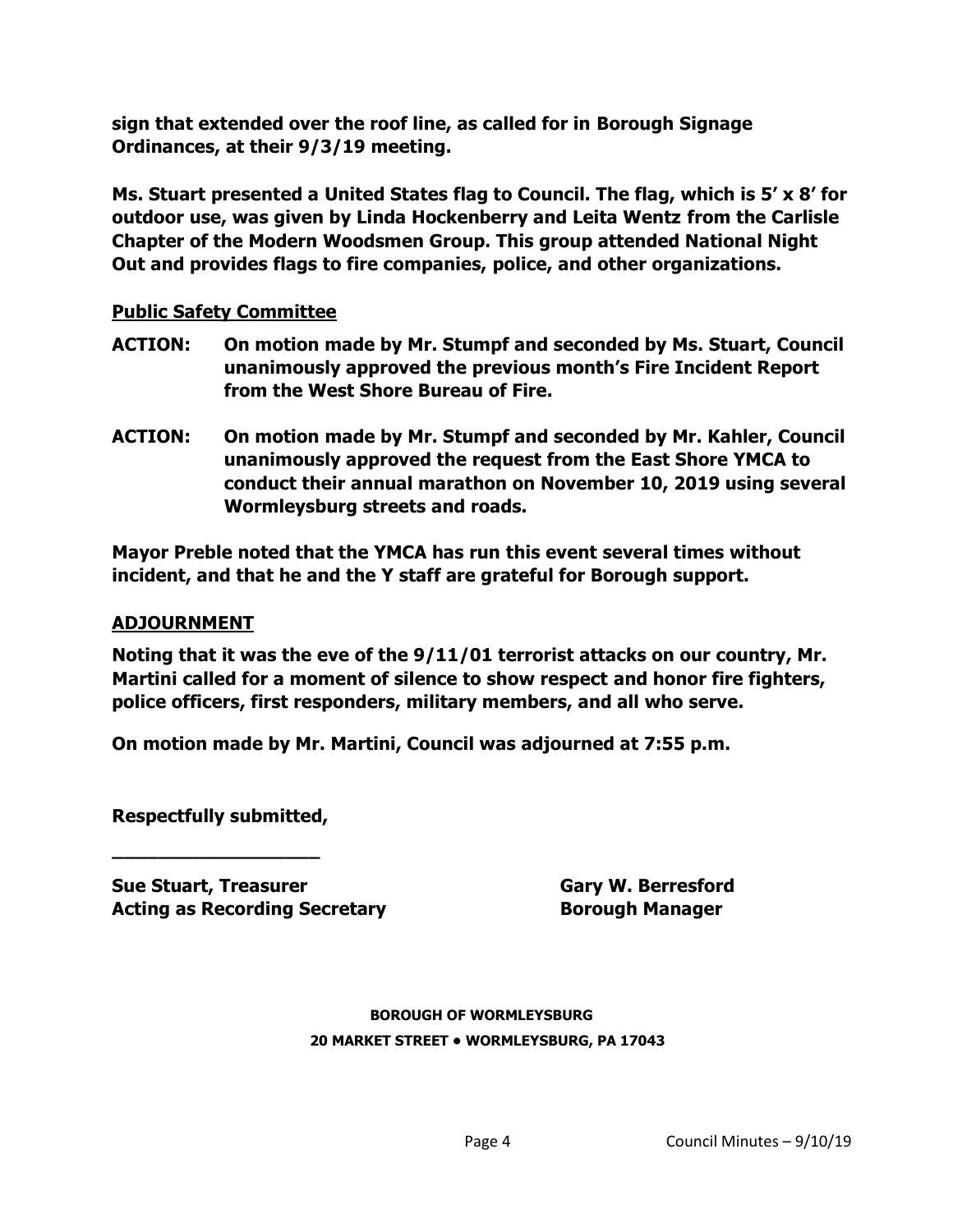**sign that extended over the roof line, as called for in Borough Signage Ordinances, at their 9/3/19 meeting.**

**Ms. Stuart presented a United States flag to Council. The flag, which is 5' x 8' for outdoor use, was given by Linda Hockenberry and Leita Wentz from the Carlisle Chapter of the Modern Woodsmen Group. This group attended National Night Out and provides flags to fire companies, police, and other organizations.**

**Public Safety Committee**

**ACTION: On motion made by Mr. Stumpf and seconded by Ms. Stuart, Council unanimously approved the previous month's Fire Incident Report from the West Shore Bureau of Fire.**

**ACTION: On motion made by Mr. Stumpf and seconded by Mr. Kahler, Council unanimously approved the request from the East Shore YMCA to conduct their annual marathon on November 10, 2019 using several Wormleysburg streets and roads.**

**Mayor Preble noted that the YMCA has run this event several times without incident, and that he and the Y staff are grateful for Borough support.**

**ADJOURNMENT**

**Noting that it was the eve of the 9/11/01 terrorist attacks on our country, Mr. Martini called for a moment of silence to show respect and honor fire fighters, police officers, first responders, military members, and all who serve.**

**On motion made by Mr. Martini, Council was adjourned at 7:55 p.m.**

**Respectfully submitted,**

**\_\_\_\_\_\_\_\_\_\_\_\_\_\_\_\_\_\_\_\_**

**Sue Stuart, Treasurer**
**Acting as Recording Secretary**

**Gary W. Berresford**
**Borough Manager**

**BOROUGH OF WORMLEYSBURG**
**20 MARKET STREET • WORMLEYSBURG, PA 17043**